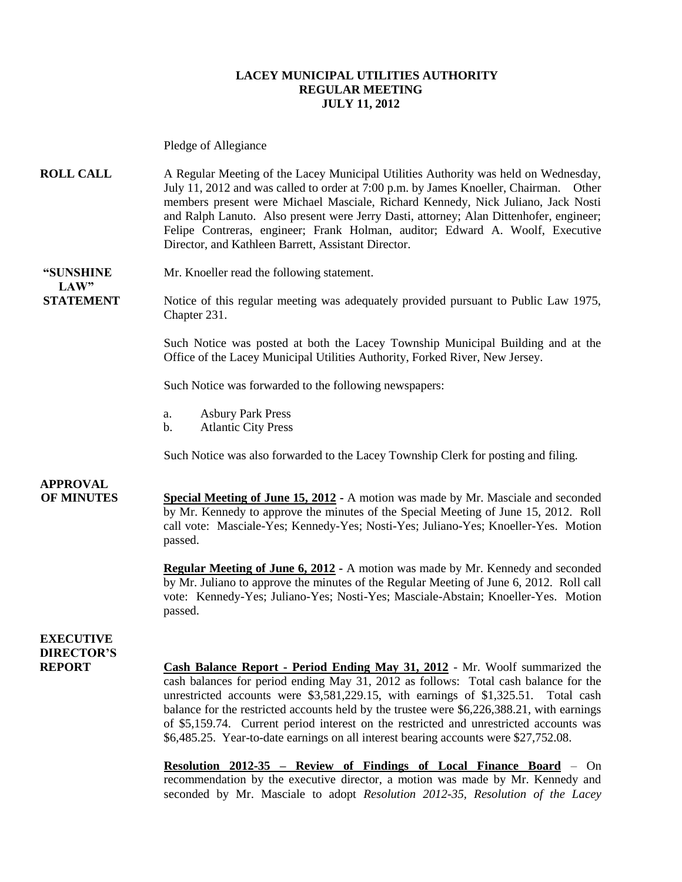**LACEY MUNICIPAL UTILITIES AUTHORITY**
**REGULAR MEETING**
**JULY 11, 2012**

Pledge of Allegiance

**ROLL CALL**

A Regular Meeting of the Lacey Municipal Utilities Authority was held on Wednesday, July 11, 2012 and was called to order at 7:00 p.m. by James Knoeller, Chairman. Other members present were Michael Masciale, Richard Kennedy, Nick Juliano, Jack Nosti and Ralph Lanuto. Also present were Jerry Dasti, attorney; Alan Dittenhofer, engineer; Felipe Contreras, engineer; Frank Holman, auditor; Edward A. Woolf, Executive Director, and Kathleen Barrett, Assistant Director.

**"SUNSHINE LAW" STATEMENT**

Mr. Knoeller read the following statement.

Notice of this regular meeting was adequately provided pursuant to Public Law 1975, Chapter 231.

Such Notice was posted at both the Lacey Township Municipal Building and at the Office of the Lacey Municipal Utilities Authority, Forked River, New Jersey.

Such Notice was forwarded to the following newspapers:

a. Asbury Park Press
b. Atlantic City Press

Such Notice was also forwarded to the Lacey Township Clerk for posting and filing.

**APPROVAL OF MINUTES**

**Special Meeting of June 15, 2012** - A motion was made by Mr. Masciale and seconded by Mr. Kennedy to approve the minutes of the Special Meeting of June 15, 2012. Roll call vote: Masciale-Yes; Kennedy-Yes; Nosti-Yes; Juliano-Yes; Knoeller-Yes. Motion passed.

**Regular Meeting of June 6, 2012 -** A motion was made by Mr. Kennedy and seconded by Mr. Juliano to approve the minutes of the Regular Meeting of June 6, 2012. Roll call vote: Kennedy-Yes; Juliano-Yes; Nosti-Yes; Masciale-Abstain; Knoeller-Yes. Motion passed.

**EXECUTIVE DIRECTOR'S REPORT**

**Cash Balance Report - Period Ending May 31, 2012** - Mr. Woolf summarized the cash balances for period ending May 31, 2012 as follows: Total cash balance for the unrestricted accounts were $3,581,229.15, with earnings of $1,325.51. Total cash balance for the restricted accounts held by the trustee were $6,226,388.21, with earnings of $5,159.74. Current period interest on the restricted and unrestricted accounts was $6,485.25. Year-to-date earnings on all interest bearing accounts were $27,752.08.

**Resolution 2012-35 – Review of Findings of Local Finance Board** – On recommendation by the executive director, a motion was made by Mr. Kennedy and seconded by Mr. Masciale to adopt *Resolution 2012-35, Resolution of the Lacey*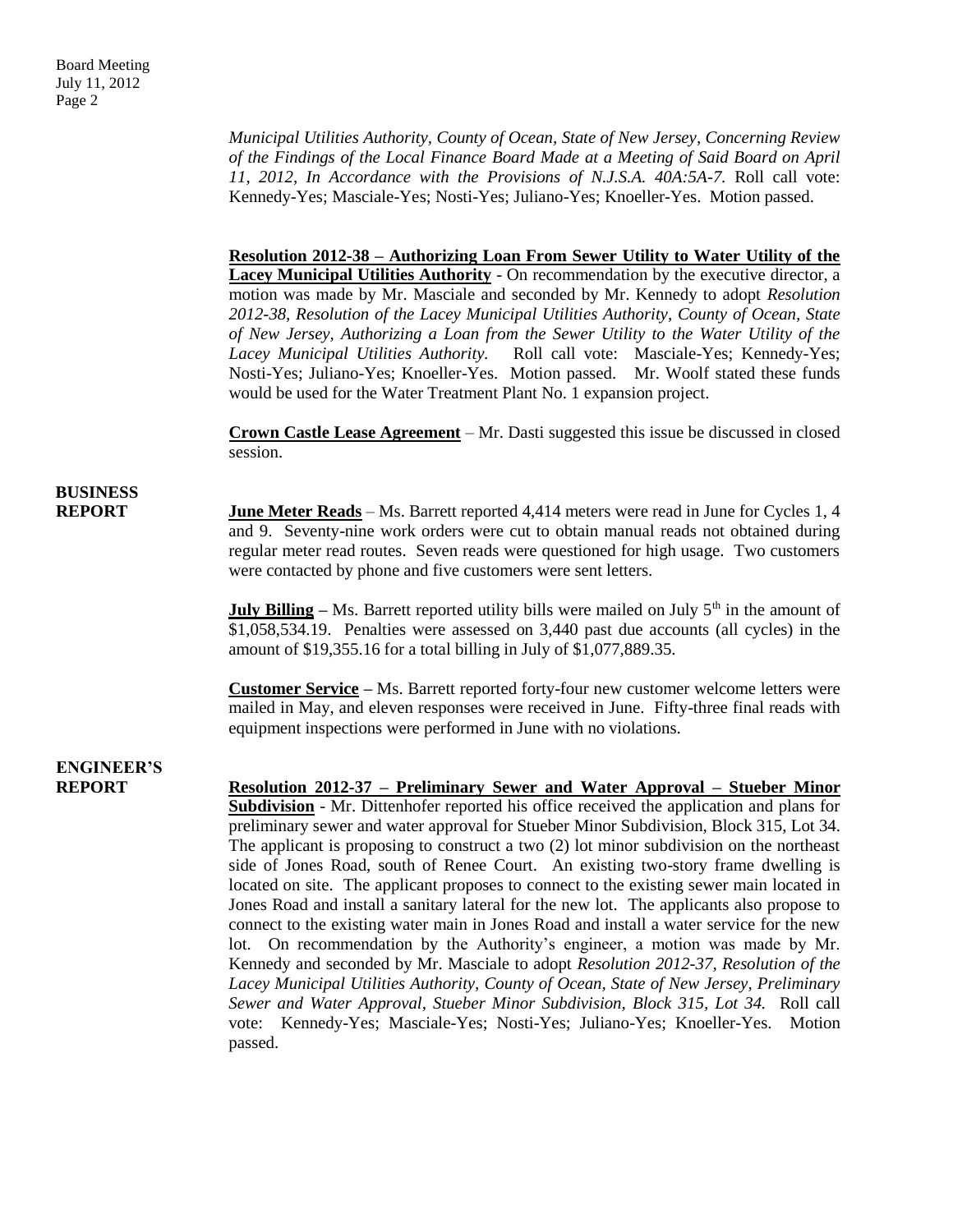*Municipal Utilities Authority, County of Ocean, State of New Jersey, Concerning Review of the Findings of the Local Finance Board Made at a Meeting of Said Board on April 11, 2012, In Accordance with the Provisions of N.J.S.A. 40A:5A-7.* Roll call vote: Kennedy-Yes; Masciale-Yes; Nosti-Yes; Juliano-Yes; Knoeller-Yes. Motion passed.

**Resolution 2012-38 – Authorizing Loan From Sewer Utility to Water Utility of the Lacey Municipal Utilities Authority** - On recommendation by the executive director, a motion was made by Mr. Masciale and seconded by Mr. Kennedy to adopt *Resolution 2012-38, Resolution of the Lacey Municipal Utilities Authority, County of Ocean, State of New Jersey, Authorizing a Loan from the Sewer Utility to the Water Utility of the Lacey Municipal Utilities Authority.* Roll call vote: Masciale-Yes; Kennedy-Yes; Nosti-Yes; Juliano-Yes; Knoeller-Yes. Motion passed. Mr. Woolf stated these funds would be used for the Water Treatment Plant No. 1 expansion project.

**Crown Castle Lease Agreement** – Mr. Dasti suggested this issue be discussed in closed session.

## BUSINESS REPORT

**June Meter Reads** – Ms. Barrett reported 4,414 meters were read in June for Cycles 1, 4 and 9. Seventy-nine work orders were cut to obtain manual reads not obtained during regular meter read routes. Seven reads were questioned for high usage. Two customers were contacted by phone and five customers were sent letters.

**July Billing** – Ms. Barrett reported utility bills were mailed on July 5th in the amount of $1,058,534.19. Penalties were assessed on 3,440 past due accounts (all cycles) in the amount of $19,355.16 for a total billing in July of $1,077,889.35.

**Customer Service** – Ms. Barrett reported forty-four new customer welcome letters were mailed in May, and eleven responses were received in June. Fifty-three final reads with equipment inspections were performed in June with no violations.

## ENGINEER'S REPORT

**Resolution 2012-37 – Preliminary Sewer and Water Approval – Stueber Minor Subdivision** - Mr. Dittenhofer reported his office received the application and plans for preliminary sewer and water approval for Stueber Minor Subdivision, Block 315, Lot 34. The applicant is proposing to construct a two (2) lot minor subdivision on the northeast side of Jones Road, south of Renee Court. An existing two-story frame dwelling is located on site. The applicant proposes to connect to the existing sewer main located in Jones Road and install a sanitary lateral for the new lot. The applicants also propose to connect to the existing water main in Jones Road and install a water service for the new lot. On recommendation by the Authority's engineer, a motion was made by Mr. Kennedy and seconded by Mr. Masciale to adopt *Resolution 2012-37, Resolution of the Lacey Municipal Utilities Authority, County of Ocean, State of New Jersey, Preliminary Sewer and Water Approval, Stueber Minor Subdivision, Block 315, Lot 34.* Roll call vote: Kennedy-Yes; Masciale-Yes; Nosti-Yes; Juliano-Yes; Knoeller-Yes. Motion passed.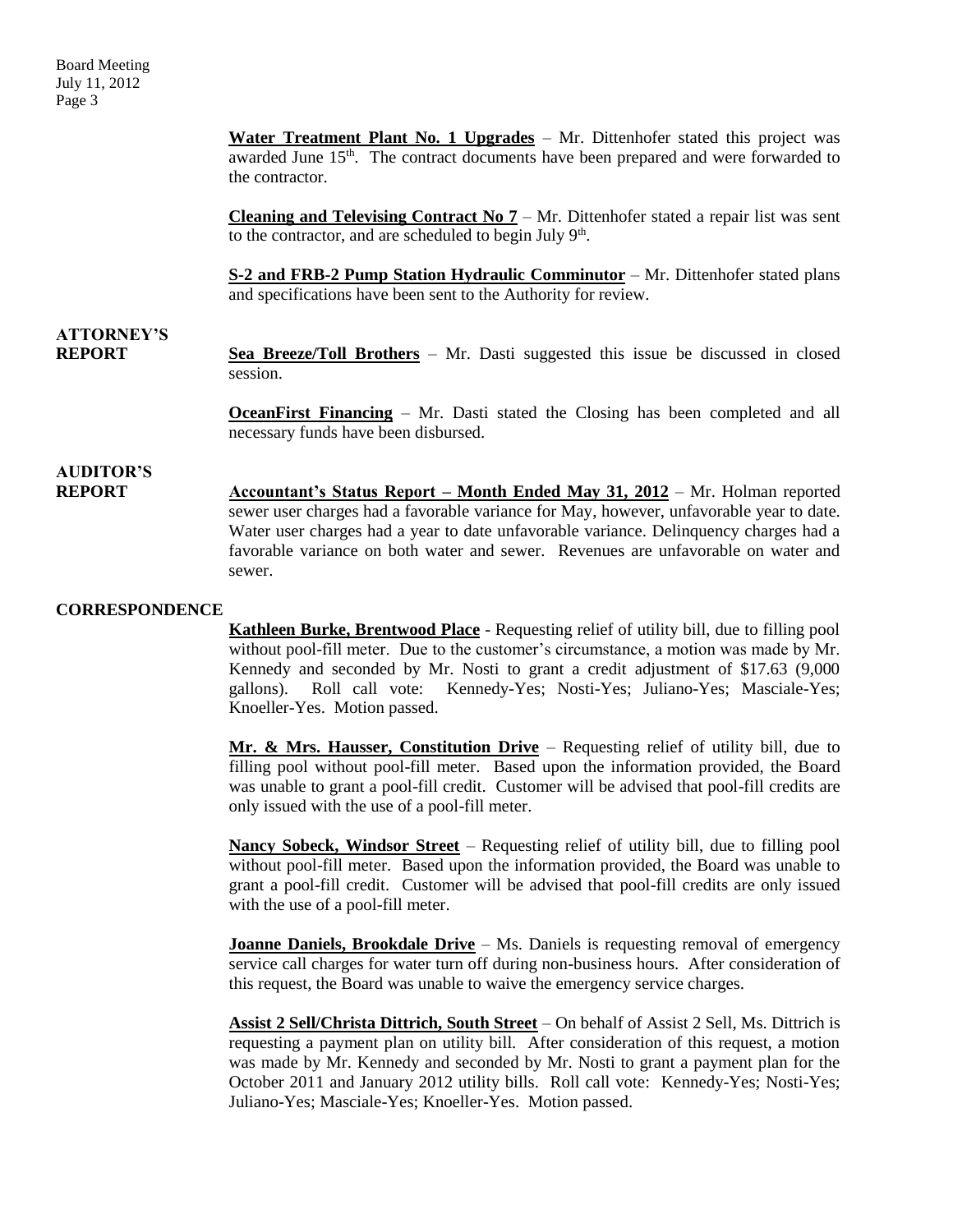**Water Treatment Plant No. 1 Upgrades** – Mr. Dittenhofer stated this project was awarded June 15th. The contract documents have been prepared and were forwarded to the contractor.

**Cleaning and Televising Contract No 7** – Mr. Dittenhofer stated a repair list was sent to the contractor, and are scheduled to begin July 9th.

**S-2 and FRB-2 Pump Station Hydraulic Comminutor** – Mr. Dittenhofer stated plans and specifications have been sent to the Authority for review.

**ATTORNEY'S REPORT**

**Sea Breeze/Toll Brothers** – Mr. Dasti suggested this issue be discussed in closed session.

**OceanFirst Financing** – Mr. Dasti stated the Closing has been completed and all necessary funds have been disbursed.

**AUDITOR'S REPORT**

**Accountant's Status Report – Month Ended May 31, 2012** – Mr. Holman reported sewer user charges had a favorable variance for May, however, unfavorable year to date. Water user charges had a year to date unfavorable variance. Delinquency charges had a favorable variance on both water and sewer. Revenues are unfavorable on water and sewer.

**CORRESPONDENCE**

**Kathleen Burke, Brentwood Place** - Requesting relief of utility bill, due to filling pool without pool-fill meter. Due to the customer's circumstance, a motion was made by Mr. Kennedy and seconded by Mr. Nosti to grant a credit adjustment of $17.63 (9,000 gallons). Roll call vote: Kennedy-Yes; Nosti-Yes; Juliano-Yes; Masciale-Yes; Knoeller-Yes. Motion passed.

**Mr. & Mrs. Hausser, Constitution Drive** – Requesting relief of utility bill, due to filling pool without pool-fill meter. Based upon the information provided, the Board was unable to grant a pool-fill credit. Customer will be advised that pool-fill credits are only issued with the use of a pool-fill meter.

**Nancy Sobeck, Windsor Street** – Requesting relief of utility bill, due to filling pool without pool-fill meter. Based upon the information provided, the Board was unable to grant a pool-fill credit. Customer will be advised that pool-fill credits are only issued with the use of a pool-fill meter.

**Joanne Daniels, Brookdale Drive** – Ms. Daniels is requesting removal of emergency service call charges for water turn off during non-business hours. After consideration of this request, the Board was unable to waive the emergency service charges.

**Assist 2 Sell/Christa Dittrich, South Street** – On behalf of Assist 2 Sell, Ms. Dittrich is requesting a payment plan on utility bill. After consideration of this request, a motion was made by Mr. Kennedy and seconded by Mr. Nosti to grant a payment plan for the October 2011 and January 2012 utility bills. Roll call vote: Kennedy-Yes; Nosti-Yes; Juliano-Yes; Masciale-Yes; Knoeller-Yes. Motion passed.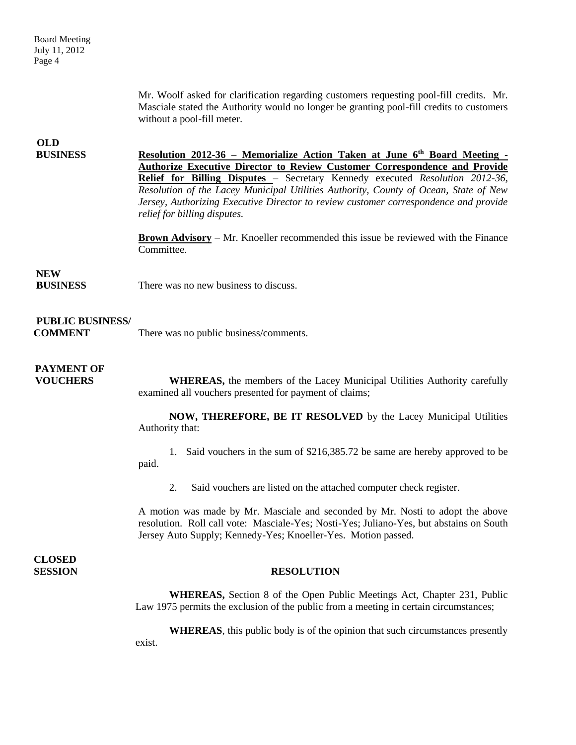Mr. Woolf asked for clarification regarding customers requesting pool-fill credits. Mr. Masciale stated the Authority would no longer be granting pool-fill credits to customers without a pool-fill meter.

**OLD BUSINESS**

**Resolution 2012-36 – Memorialize Action Taken at June 6th Board Meeting - Authorize Executive Director to Review Customer Correspondence and Provide Relief for Billing Disputes** – Secretary Kennedy executed *Resolution 2012-36, Resolution of the Lacey Municipal Utilities Authority, County of Ocean, State of New Jersey, Authorizing Executive Director to review customer correspondence and provide relief for billing disputes.*

**Brown Advisory** – Mr. Knoeller recommended this issue be reviewed with the Finance Committee.

**NEW BUSINESS**

There was no new business to discuss.

**PUBLIC BUSINESS/ COMMENT**

There was no public business/comments.

**PAYMENT OF VOUCHERS**

**WHEREAS,** the members of the Lacey Municipal Utilities Authority carefully examined all vouchers presented for payment of claims;

**NOW, THEREFORE, BE IT RESOLVED** by the Lacey Municipal Utilities Authority that:

1. Said vouchers in the sum of $216,385.72 be same are hereby approved to be paid.
2. Said vouchers are listed on the attached computer check register.

A motion was made by Mr. Masciale and seconded by Mr. Nosti to adopt the above resolution. Roll call vote: Masciale-Yes; Nosti-Yes; Juliano-Yes, but abstains on South Jersey Auto Supply; Kennedy-Yes; Knoeller-Yes. Motion passed.

**CLOSED SESSION**

**RESOLUTION**

**WHEREAS,** Section 8 of the Open Public Meetings Act, Chapter 231, Public Law 1975 permits the exclusion of the public from a meeting in certain circumstances;

**WHEREAS**, this public body is of the opinion that such circumstances presently exist.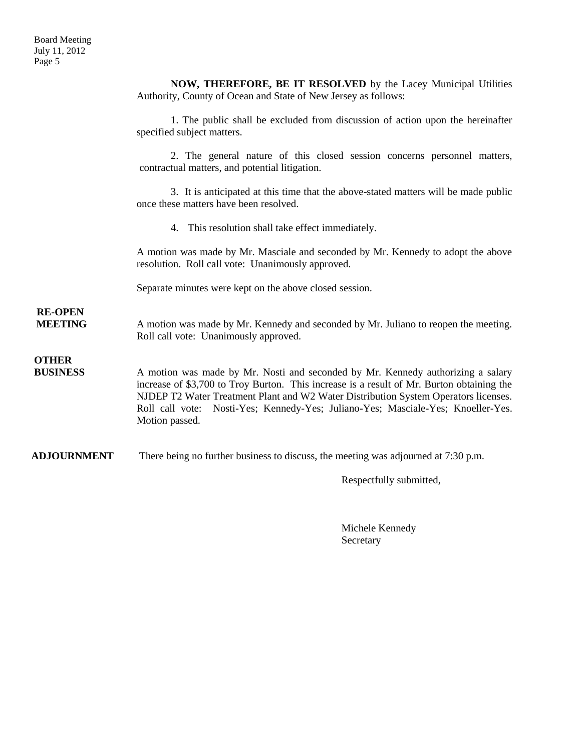**NOW, THEREFORE, BE IT RESOLVED** by the Lacey Municipal Utilities Authority, County of Ocean and State of New Jersey as follows:

1. The public shall be excluded from discussion of action upon the hereinafter specified subject matters.

2. The general nature of this closed session concerns personnel matters, contractual matters, and potential litigation.

3. It is anticipated at this time that the above-stated matters will be made public once these matters have been resolved.

4. This resolution shall take effect immediately.

A motion was made by Mr. Masciale and seconded by Mr. Kennedy to adopt the above resolution. Roll call vote: Unanimously approved.

Separate minutes were kept on the above closed session.

**RE-OPEN MEETING**

A motion was made by Mr. Kennedy and seconded by Mr. Juliano to reopen the meeting. Roll call vote: Unanimously approved.

**OTHER BUSINESS**

A motion was made by Mr. Nosti and seconded by Mr. Kennedy authorizing a salary increase of $3,700 to Troy Burton. This increase is a result of Mr. Burton obtaining the NJDEP T2 Water Treatment Plant and W2 Water Distribution System Operators licenses. Roll call vote: Nosti-Yes; Kennedy-Yes; Juliano-Yes; Masciale-Yes; Knoeller-Yes. Motion passed.

**ADJOURNMENT**

There being no further business to discuss, the meeting was adjourned at 7:30 p.m.

Respectfully submitted,

Michele Kennedy
Secretary